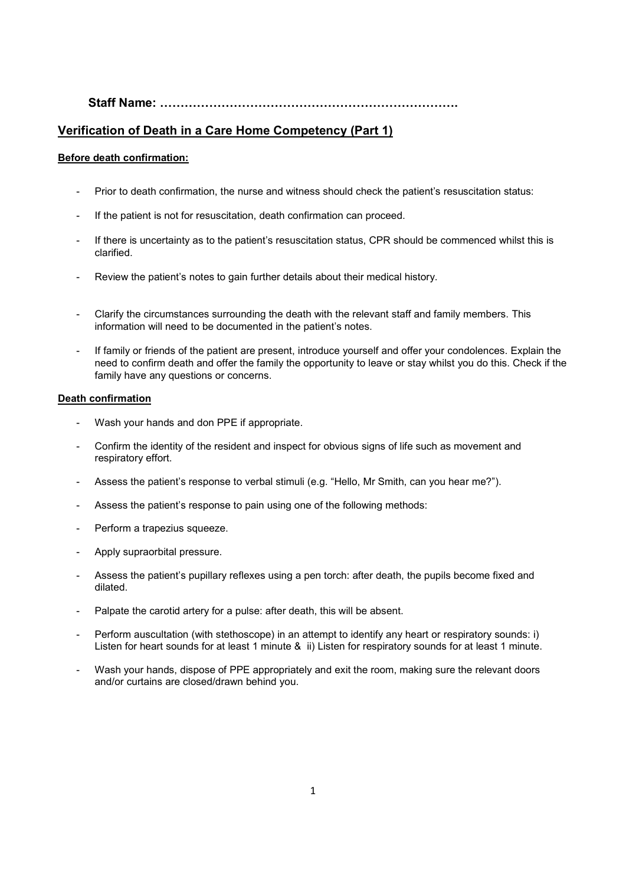**Staff Name: ………………………………………………………………**

## Verification of Death in a Care Home Competency (Part 1)

**Before death confirmation:**

- Prior to death confirmation, the nurse and witness should check the patient's resuscitation status:
- If the patient is not for resuscitation, death confirmation can proceed.
- If there is uncertainty as to the patient's resuscitation status, CPR should be commenced whilst this is clarified.
- Review the patient's notes to gain further details about their medical history.
- Clarify the circumstances surrounding the death with the relevant staff and family members. This information will need to be documented in the patient's notes.
- If family or friends of the patient are present, introduce yourself and offer your condolences. Explain the need to confirm death and offer the family the opportunity to leave or stay whilst you do this. Check if the family have any questions or concerns.

**Death confirmation**

- Wash your hands and don PPE if appropriate.
- Confirm the identity of the resident and inspect for obvious signs of life such as movement and respiratory effort.
- Assess the patient's response to verbal stimuli (e.g. "Hello, Mr Smith, can you hear me?").
- Assess the patient's response to pain using one of the following methods:
- Perform a trapezius squeeze.
- Apply supraorbital pressure.
- Assess the patient's pupillary reflexes using a pen torch: after death, the pupils become fixed and dilated.
- Palpate the carotid artery for a pulse: after death, this will be absent.
- Perform auscultation (with stethoscope) in an attempt to identify any heart or respiratory sounds: i) Listen for heart sounds for at least 1 minute & ii) Listen for respiratory sounds for at least 1 minute.
- Wash your hands, dispose of PPE appropriately and exit the room, making sure the relevant doors and/or curtains are closed/drawn behind you.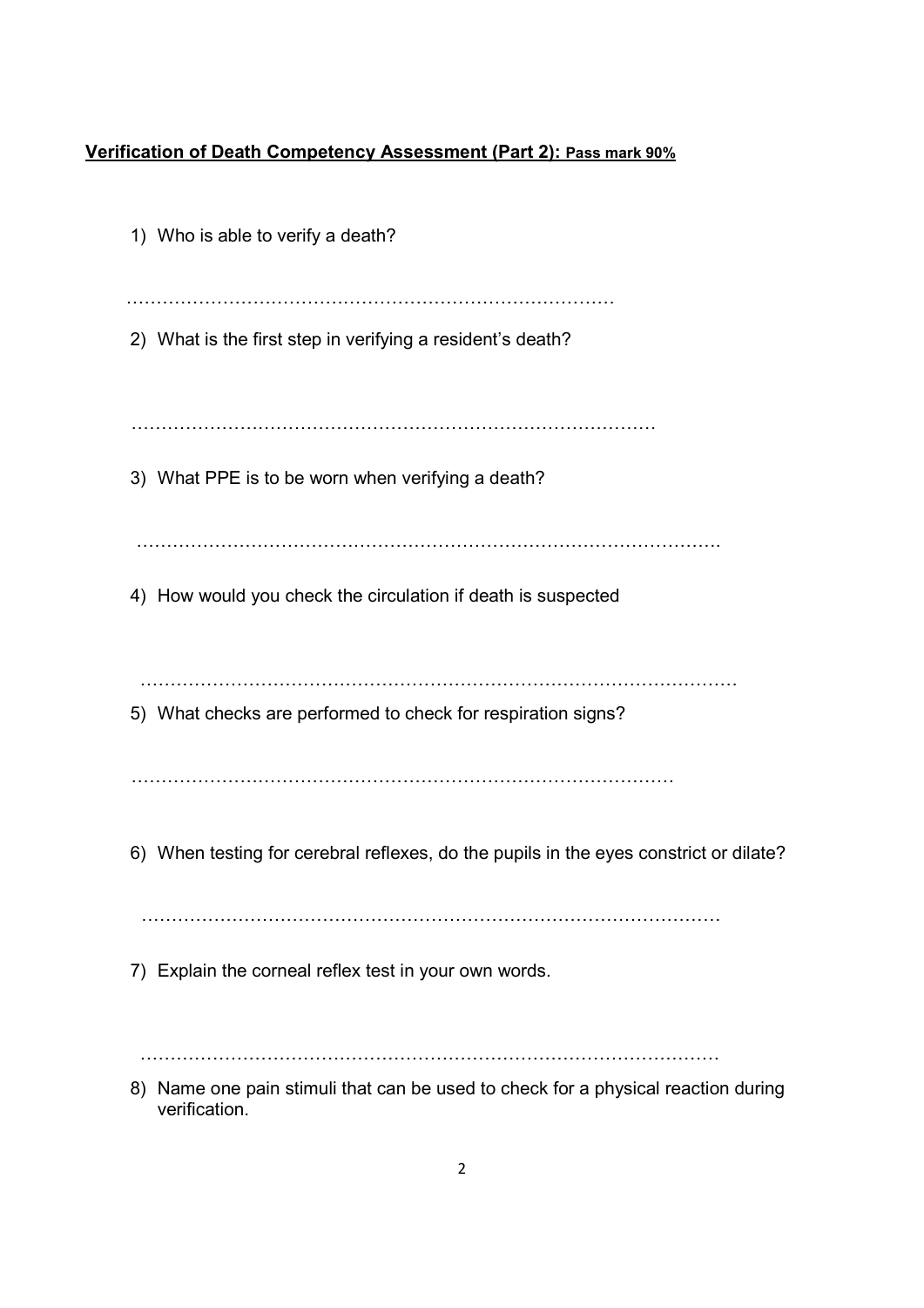**Verification of Death Competency Assessment (Part 2): Pass mark 90%**

1) Who is able to verify a death?

…………………………………………………………………………

2) What is the first step in verifying a resident's death?

…………………………………………………………………………

3) What PPE is to be worn when verifying a death?

…………………………………………………………………………

4) How would you check the circulation if death is suspected

…………………………………………………………………………

5) What checks are performed to check for respiration signs?

…………………………………………………………………………

6) When testing for cerebral reflexes, do the pupils in the eyes constrict or dilate?

…………………………………………………………………………

7) Explain the corneal reflex test in your own words.

…………………………………………………………………………

8) Name one pain stimuli that can be used to check for a physical reaction during verification.